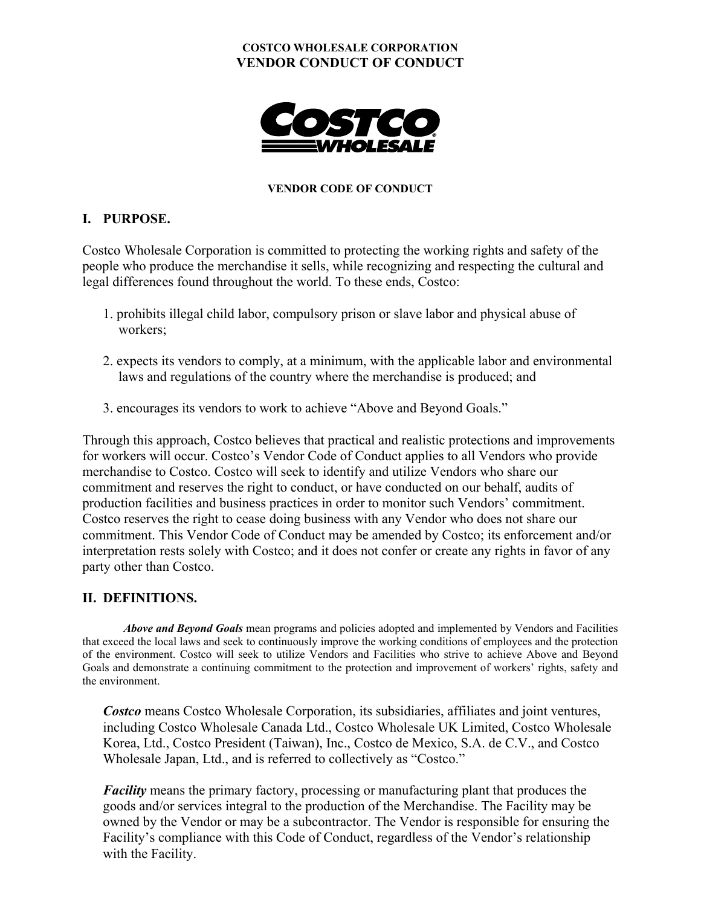**COSTCO WHOLESALE CORPORATION**
**VENDOR CONDUCT OF CONDUCT**

**VENDOR CODE OF CONDUCT**

## I. PURPOSE.

Costco Wholesale Corporation is committed to protecting the working rights and safety of the people who produce the merchandise it sells, while recognizing and respecting the cultural and legal differences found throughout the world. To these ends, Costco:

1. prohibits illegal child labor, compulsory prison or slave labor and physical abuse of workers;

2. expects its vendors to comply, at a minimum, with the applicable labor and environmental laws and regulations of the country where the merchandise is produced; and

3. encourages its vendors to work to achieve "Above and Beyond Goals."

Through this approach, Costco believes that practical and realistic protections and improvements for workers will occur. Costco's Vendor Code of Conduct applies to all Vendors who provide merchandise to Costco. Costco will seek to identify and utilize Vendors who share our commitment and reserves the right to conduct, or have conducted on our behalf, audits of production facilities and business practices in order to monitor such Vendors' commitment. Costco reserves the right to cease doing business with any Vendor who does not share our commitment. This Vendor Code of Conduct may be amended by Costco; its enforcement and/or interpretation rests solely with Costco; and it does not confer or create any rights in favor of any party other than Costco.

## II. DEFINITIONS.

***Above and Beyond Goals*** mean programs and policies adopted and implemented by Vendors and Facilities that exceed the local laws and seek to continuously improve the working conditions of employees and the protection of the environment. Costco will seek to utilize Vendors and Facilities who strive to achieve Above and Beyond Goals and demonstrate a continuing commitment to the protection and improvement of workers' rights, safety and the environment.

***Costco*** means Costco Wholesale Corporation, its subsidiaries, affiliates and joint ventures, including Costco Wholesale Canada Ltd., Costco Wholesale UK Limited, Costco Wholesale Korea, Ltd., Costco President (Taiwan), Inc., Costco de Mexico, S.A. de C.V., and Costco Wholesale Japan, Ltd., and is referred to collectively as "Costco."

***Facility*** means the primary factory, processing or manufacturing plant that produces the goods and/or services integral to the production of the Merchandise. The Facility may be owned by the Vendor or may be a subcontractor. The Vendor is responsible for ensuring the Facility's compliance with this Code of Conduct, regardless of the Vendor's relationship with the Facility.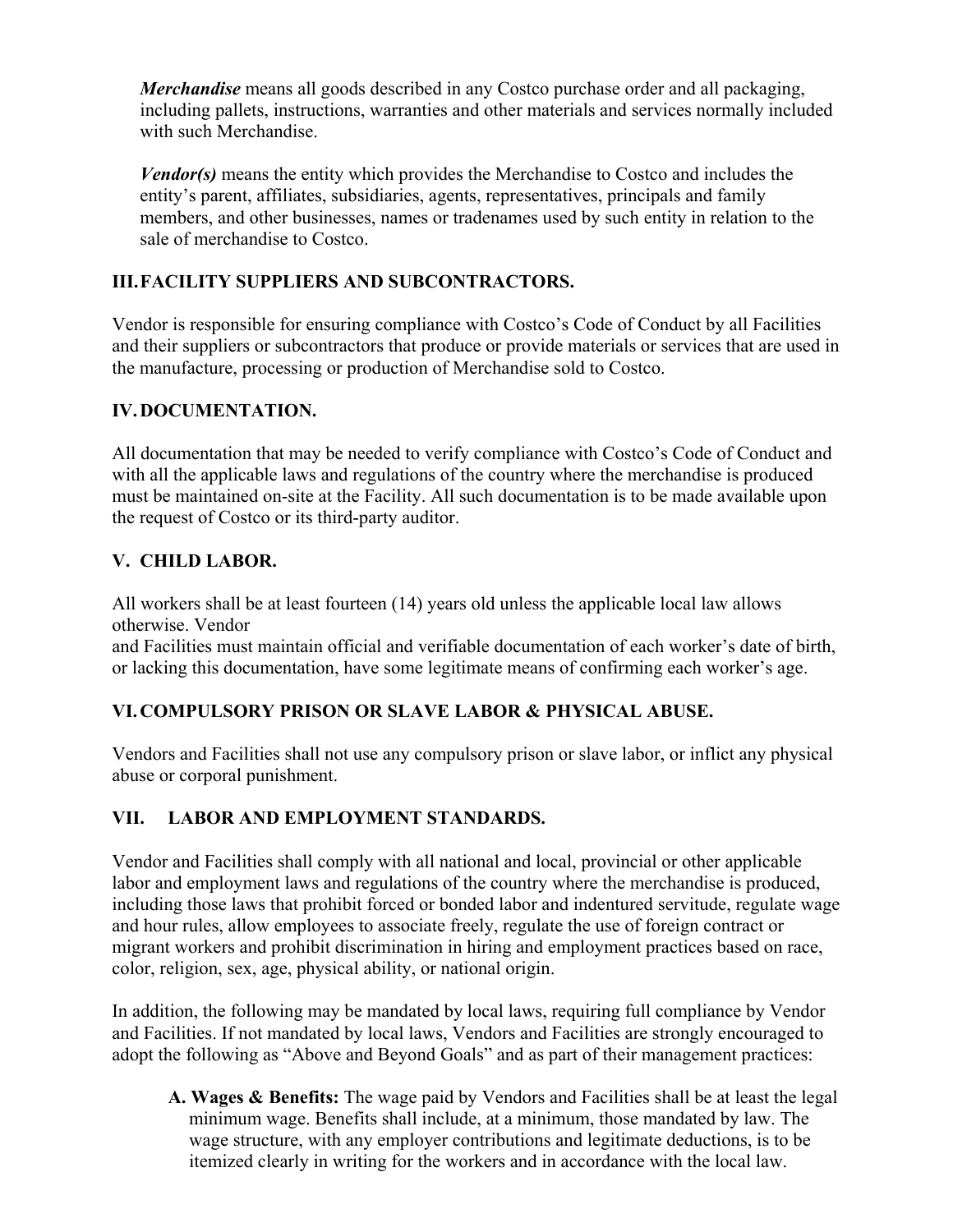***Merchandise*** means all goods described in any Costco purchase order and all packaging, including pallets, instructions, warranties and other materials and services normally included with such Merchandise.

***Vendor(s)*** means the entity which provides the Merchandise to Costco and includes the entity's parent, affiliates, subsidiaries, agents, representatives, principals and family members, and other businesses, names or tradenames used by such entity in relation to the sale of merchandise to Costco.

## III. FACILITY SUPPLIERS AND SUBCONTRACTORS.

Vendor is responsible for ensuring compliance with Costco's Code of Conduct by all Facilities and their suppliers or subcontractors that produce or provide materials or services that are used in the manufacture, processing or production of Merchandise sold to Costco.

## IV. DOCUMENTATION.

All documentation that may be needed to verify compliance with Costco's Code of Conduct and with all the applicable laws and regulations of the country where the merchandise is produced must be maintained on-site at the Facility. All such documentation is to be made available upon the request of Costco or its third-party auditor.

## V. CHILD LABOR.

All workers shall be at least fourteen (14) years old unless the applicable local law allows otherwise. Vendor and Facilities must maintain official and verifiable documentation of each worker's date of birth, or lacking this documentation, have some legitimate means of confirming each worker's age.

## VI. COMPULSORY PRISON OR SLAVE LABOR & PHYSICAL ABUSE.

Vendors and Facilities shall not use any compulsory prison or slave labor, or inflict any physical abuse or corporal punishment.

## VII. LABOR AND EMPLOYMENT STANDARDS.

Vendor and Facilities shall comply with all national and local, provincial or other applicable labor and employment laws and regulations of the country where the merchandise is produced, including those laws that prohibit forced or bonded labor and indentured servitude, regulate wage and hour rules, allow employees to associate freely, regulate the use of foreign contract or migrant workers and prohibit discrimination in hiring and employment practices based on race, color, religion, sex, age, physical ability, or national origin.

In addition, the following may be mandated by local laws, requiring full compliance by Vendor and Facilities. If not mandated by local laws, Vendors and Facilities are strongly encouraged to adopt the following as "Above and Beyond Goals" and as part of their management practices:

A. **Wages & Benefits:** The wage paid by Vendors and Facilities shall be at least the legal minimum wage. Benefits shall include, at a minimum, those mandated by law. The wage structure, with any employer contributions and legitimate deductions, is to be itemized clearly in writing for the workers and in accordance with the local law.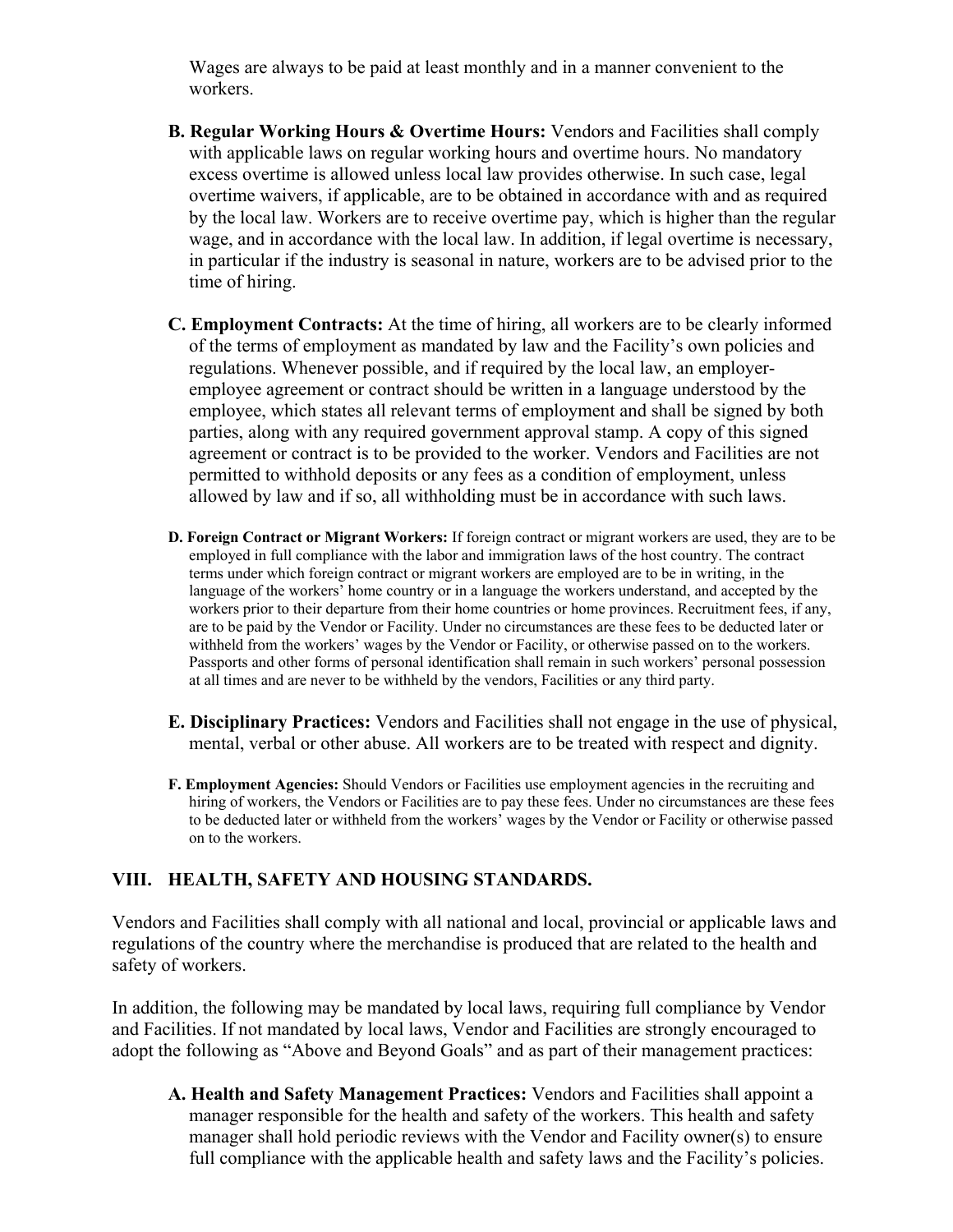Wages are always to be paid at least monthly and in a manner convenient to the workers.

**B. Regular Working Hours & Overtime Hours:** Vendors and Facilities shall comply with applicable laws on regular working hours and overtime hours. No mandatory excess overtime is allowed unless local law provides otherwise. In such case, legal overtime waivers, if applicable, are to be obtained in accordance with and as required by the local law. Workers are to receive overtime pay, which is higher than the regular wage, and in accordance with the local law. In addition, if legal overtime is necessary, in particular if the industry is seasonal in nature, workers are to be advised prior to the time of hiring.

**C. Employment Contracts:** At the time of hiring, all workers are to be clearly informed of the terms of employment as mandated by law and the Facility's own policies and regulations. Whenever possible, and if required by the local law, an employer-employee agreement or contract should be written in a language understood by the employee, which states all relevant terms of employment and shall be signed by both parties, along with any required government approval stamp. A copy of this signed agreement or contract is to be provided to the worker. Vendors and Facilities are not permitted to withhold deposits or any fees as a condition of employment, unless allowed by law and if so, all withholding must be in accordance with such laws.

**D. Foreign Contract or Migrant Workers:** If foreign contract or migrant workers are used, they are to be employed in full compliance with the labor and immigration laws of the host country. The contract terms under which foreign contract or migrant workers are employed are to be in writing, in the language of the workers' home country or in a language the workers understand, and accepted by the workers prior to their departure from their home countries or home provinces. Recruitment fees, if any, are to be paid by the Vendor or Facility. Under no circumstances are these fees to be deducted later or withheld from the workers' wages by the Vendor or Facility, or otherwise passed on to the workers. Passports and other forms of personal identification shall remain in such workers' personal possession at all times and are never to be withheld by the vendors, Facilities or any third party.

**E. Disciplinary Practices:** Vendors and Facilities shall not engage in the use of physical, mental, verbal or other abuse. All workers are to be treated with respect and dignity.

**F. Employment Agencies:** Should Vendors or Facilities use employment agencies in the recruiting and hiring of workers, the Vendors or Facilities are to pay these fees. Under no circumstances are these fees to be deducted later or withheld from the workers' wages by the Vendor or Facility or otherwise passed on to the workers.

## VIII. HEALTH, SAFETY AND HOUSING STANDARDS.

Vendors and Facilities shall comply with all national and local, provincial or applicable laws and regulations of the country where the merchandise is produced that are related to the health and safety of workers.

In addition, the following may be mandated by local laws, requiring full compliance by Vendor and Facilities. If not mandated by local laws, Vendor and Facilities are strongly encouraged to adopt the following as "Above and Beyond Goals" and as part of their management practices:

**A. Health and Safety Management Practices:** Vendors and Facilities shall appoint a manager responsible for the health and safety of the workers. This health and safety manager shall hold periodic reviews with the Vendor and Facility owner(s) to ensure full compliance with the applicable health and safety laws and the Facility's policies.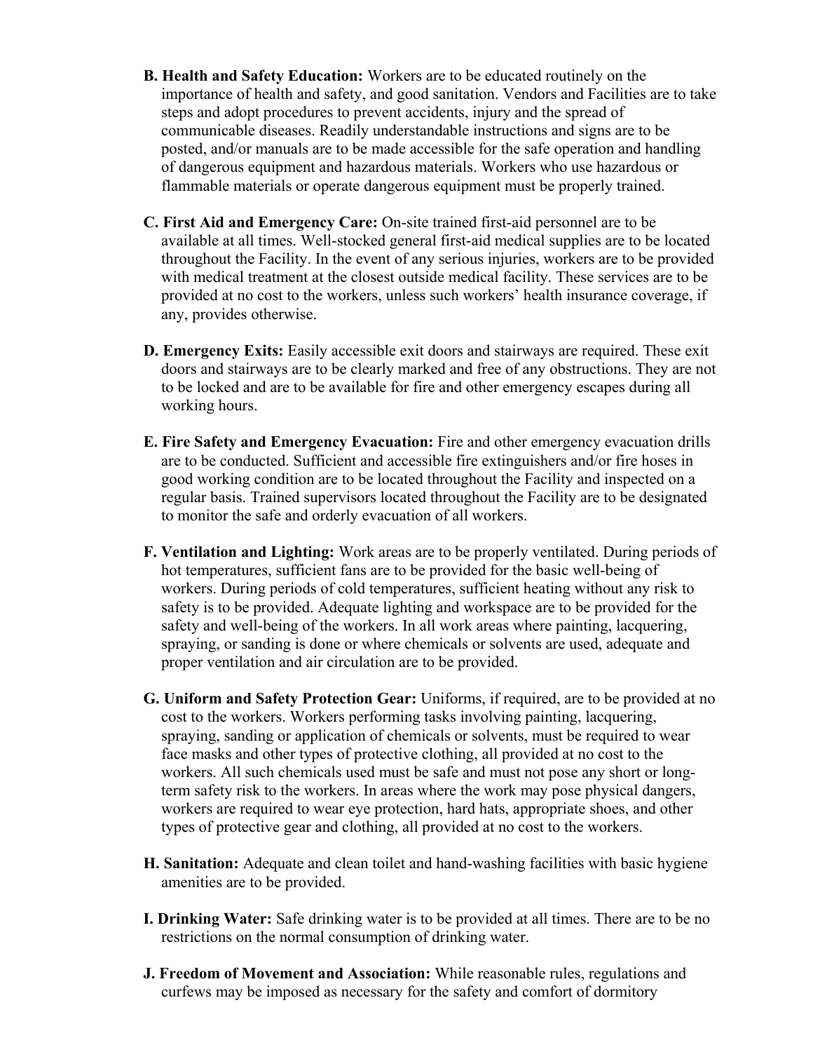**B. Health and Safety Education:** Workers are to be educated routinely on the importance of health and safety, and good sanitation. Vendors and Facilities are to take steps and adopt procedures to prevent accidents, injury and the spread of communicable diseases. Readily understandable instructions and signs are to be posted, and/or manuals are to be made accessible for the safe operation and handling of dangerous equipment and hazardous materials. Workers who use hazardous or flammable materials or operate dangerous equipment must be properly trained.

**C. First Aid and Emergency Care:** On-site trained first-aid personnel are to be available at all times. Well-stocked general first-aid medical supplies are to be located throughout the Facility. In the event of any serious injuries, workers are to be provided with medical treatment at the closest outside medical facility. These services are to be provided at no cost to the workers, unless such workers' health insurance coverage, if any, provides otherwise.

**D. Emergency Exits:** Easily accessible exit doors and stairways are required. These exit doors and stairways are to be clearly marked and free of any obstructions. They are not to be locked and are to be available for fire and other emergency escapes during all working hours.

**E. Fire Safety and Emergency Evacuation:** Fire and other emergency evacuation drills are to be conducted. Sufficient and accessible fire extinguishers and/or fire hoses in good working condition are to be located throughout the Facility and inspected on a regular basis. Trained supervisors located throughout the Facility are to be designated to monitor the safe and orderly evacuation of all workers.

**F. Ventilation and Lighting:** Work areas are to be properly ventilated. During periods of hot temperatures, sufficient fans are to be provided for the basic well-being of workers. During periods of cold temperatures, sufficient heating without any risk to safety is to be provided. Adequate lighting and workspace are to be provided for the safety and well-being of the workers. In all work areas where painting, lacquering, spraying, or sanding is done or where chemicals or solvents are used, adequate and proper ventilation and air circulation are to be provided.

**G. Uniform and Safety Protection Gear:** Uniforms, if required, are to be provided at no cost to the workers. Workers performing tasks involving painting, lacquering, spraying, sanding or application of chemicals or solvents, must be required to wear face masks and other types of protective clothing, all provided at no cost to the workers. All such chemicals used must be safe and must not pose any short or long-term safety risk to the workers. In areas where the work may pose physical dangers, workers are required to wear eye protection, hard hats, appropriate shoes, and other types of protective gear and clothing, all provided at no cost to the workers.

**H. Sanitation:** Adequate and clean toilet and hand-washing facilities with basic hygiene amenities are to be provided.

**I. Drinking Water:** Safe drinking water is to be provided at all times. There are to be no restrictions on the normal consumption of drinking water.

**J. Freedom of Movement and Association:** While reasonable rules, regulations and curfews may be imposed as necessary for the safety and comfort of dormitory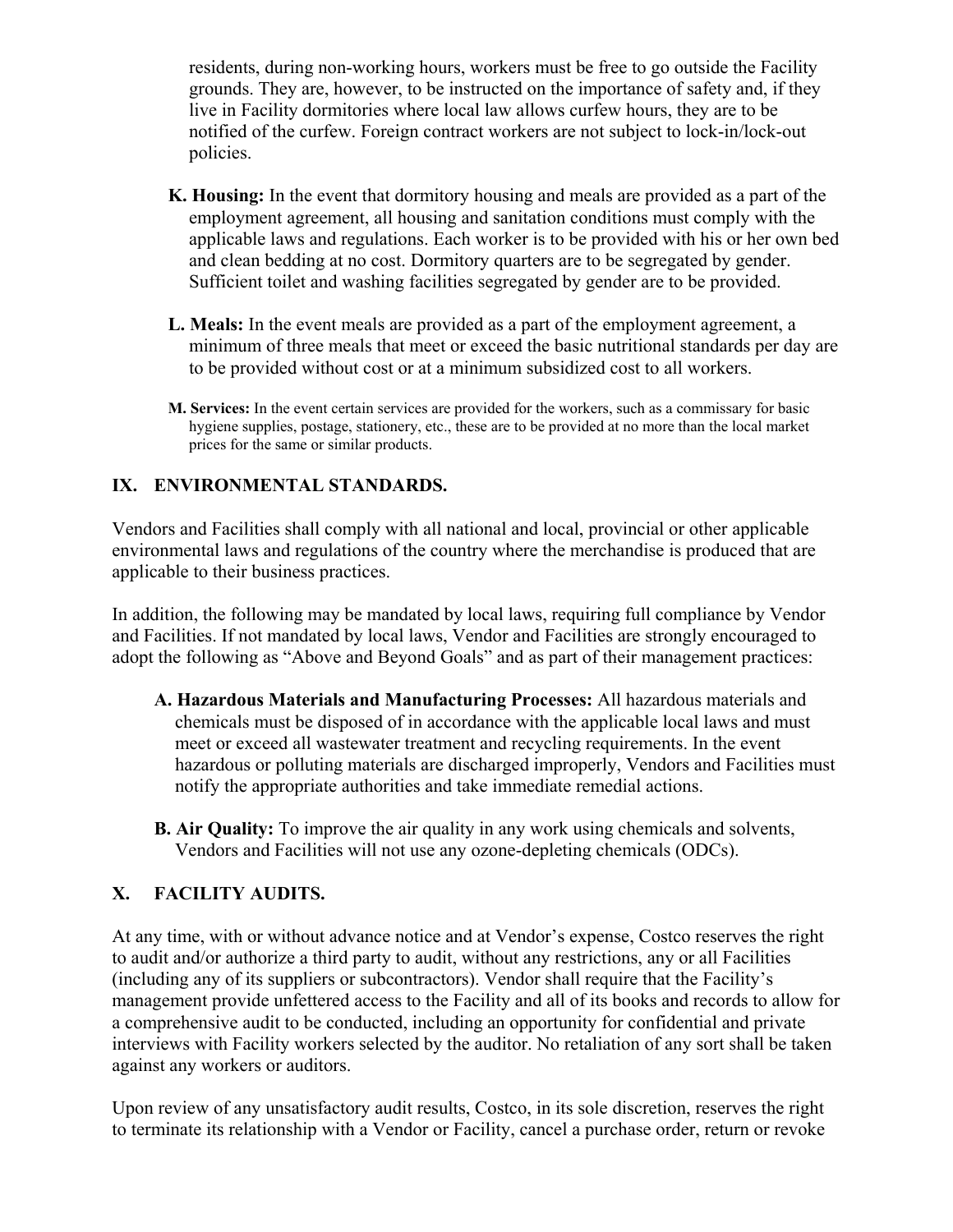residents, during non-working hours, workers must be free to go outside the Facility grounds. They are, however, to be instructed on the importance of safety and, if they live in Facility dormitories where local law allows curfew hours, they are to be notified of the curfew. Foreign contract workers are not subject to lock-in/lock-out policies.

**K. Housing:** In the event that dormitory housing and meals are provided as a part of the employment agreement, all housing and sanitation conditions must comply with the applicable laws and regulations. Each worker is to be provided with his or her own bed and clean bedding at no cost. Dormitory quarters are to be segregated by gender. Sufficient toilet and washing facilities segregated by gender are to be provided.

**L. Meals:** In the event meals are provided as a part of the employment agreement, a minimum of three meals that meet or exceed the basic nutritional standards per day are to be provided without cost or at a minimum subsidized cost to all workers.

**M. Services:** In the event certain services are provided for the workers, such as a commissary for basic hygiene supplies, postage, stationery, etc., these are to be provided at no more than the local market prices for the same or similar products.

## IX. ENVIRONMENTAL STANDARDS.

Vendors and Facilities shall comply with all national and local, provincial or other applicable environmental laws and regulations of the country where the merchandise is produced that are applicable to their business practices.

In addition, the following may be mandated by local laws, requiring full compliance by Vendor and Facilities. If not mandated by local laws, Vendor and Facilities are strongly encouraged to adopt the following as "Above and Beyond Goals" and as part of their management practices:

**A. Hazardous Materials and Manufacturing Processes:** All hazardous materials and chemicals must be disposed of in accordance with the applicable local laws and must meet or exceed all wastewater treatment and recycling requirements. In the event hazardous or polluting materials are discharged improperly, Vendors and Facilities must notify the appropriate authorities and take immediate remedial actions.

**B. Air Quality:** To improve the air quality in any work using chemicals and solvents, Vendors and Facilities will not use any ozone-depleting chemicals (ODCs).

## X. FACILITY AUDITS.

At any time, with or without advance notice and at Vendor's expense, Costco reserves the right to audit and/or authorize a third party to audit, without any restrictions, any or all Facilities (including any of its suppliers or subcontractors). Vendor shall require that the Facility's management provide unfettered access to the Facility and all of its books and records to allow for a comprehensive audit to be conducted, including an opportunity for confidential and private interviews with Facility workers selected by the auditor. No retaliation of any sort shall be taken against any workers or auditors.

Upon review of any unsatisfactory audit results, Costco, in its sole discretion, reserves the right to terminate its relationship with a Vendor or Facility, cancel a purchase order, return or revoke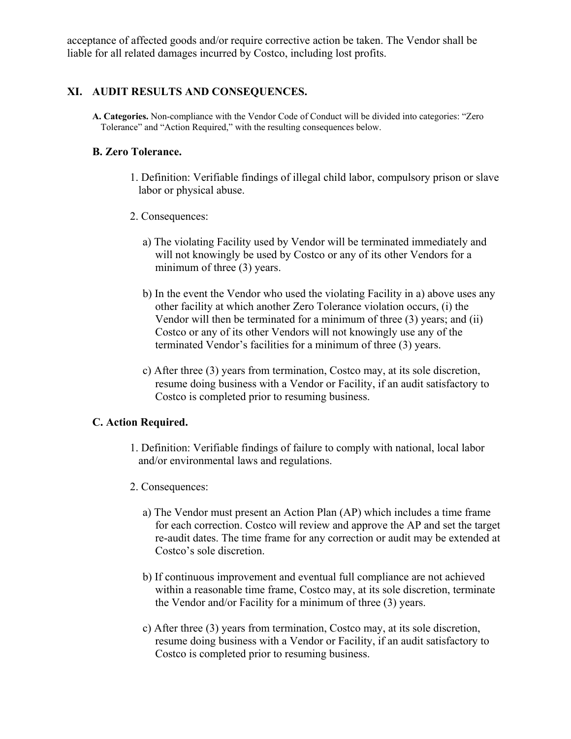acceptance of affected goods and/or require corrective action be taken. The Vendor shall be liable for all related damages incurred by Costco, including lost profits.

## XI. AUDIT RESULTS AND CONSEQUENCES.

**A. Categories.** Non-compliance with the Vendor Code of Conduct will be divided into categories: "Zero Tolerance" and "Action Required," with the resulting consequences below.

### B. Zero Tolerance.

1. Definition: Verifiable findings of illegal child labor, compulsory prison or slave labor or physical abuse.

2. Consequences:

   a) The violating Facility used by Vendor will be terminated immediately and will not knowingly be used by Costco or any of its other Vendors for a minimum of three (3) years.

   b) In the event the Vendor who used the violating Facility in a) above uses any other facility at which another Zero Tolerance violation occurs, (i) the Vendor will then be terminated for a minimum of three (3) years; and (ii) Costco or any of its other Vendors will not knowingly use any of the terminated Vendor's facilities for a minimum of three (3) years.

   c) After three (3) years from termination, Costco may, at its sole discretion, resume doing business with a Vendor or Facility, if an audit satisfactory to Costco is completed prior to resuming business.

### C. Action Required.

1. Definition: Verifiable findings of failure to comply with national, local labor and/or environmental laws and regulations.

2. Consequences:

   a) The Vendor must present an Action Plan (AP) which includes a time frame for each correction. Costco will review and approve the AP and set the target re-audit dates. The time frame for any correction or audit may be extended at Costco's sole discretion.

   b) If continuous improvement and eventual full compliance are not achieved within a reasonable time frame, Costco may, at its sole discretion, terminate the Vendor and/or Facility for a minimum of three (3) years.

   c) After three (3) years from termination, Costco may, at its sole discretion, resume doing business with a Vendor or Facility, if an audit satisfactory to Costco is completed prior to resuming business.